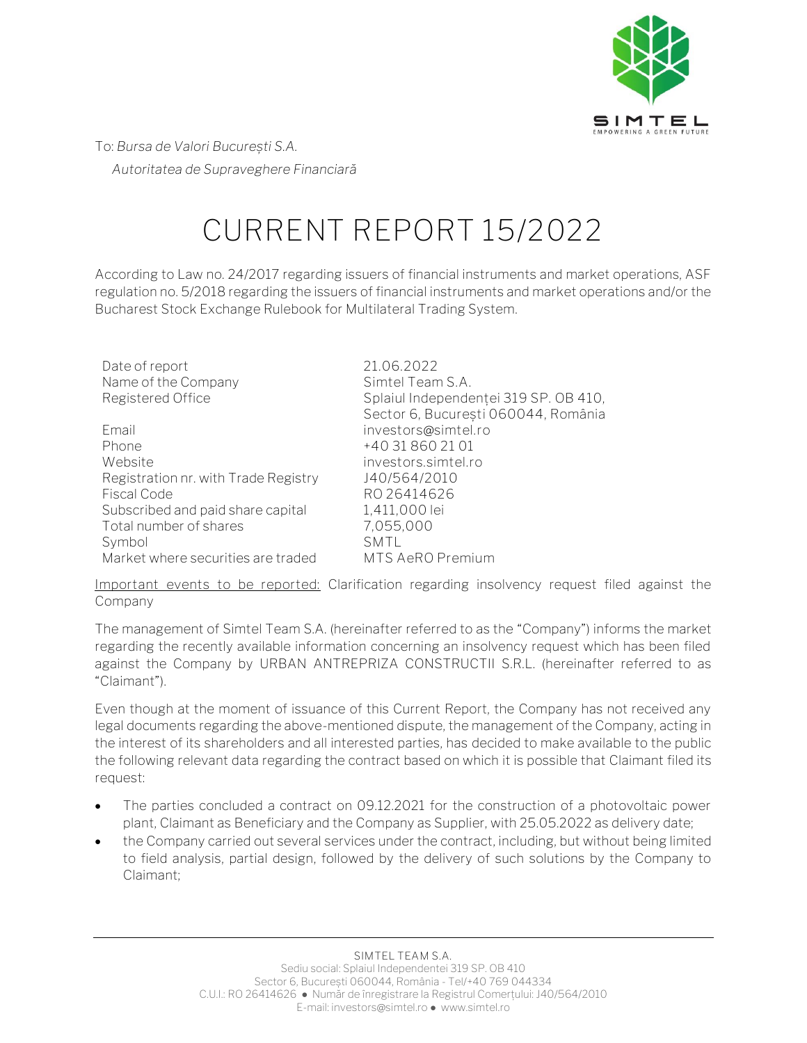To: *Bursa de Valori București S.A.*

*Autoritatea de Supraveghere Financiară*

# CURRENT REPORT 15/2022

According to Law no. 24/2017 regarding issuers of financial instruments and market operations, ASF regulation no. 5/2018 regarding the issuers of financial instruments and market operations and/or the Bucharest Stock Exchange Rulebook for Multilateral Trading System.

| | |
|---|---|
| Date of report | 21.06.2022 |
| Name of the Company | Simtel Team S.A. |
| Registered Office | Splaiul Independenței 319 SP. OB 410, Sector 6, București 060044, România |
| Email | investors@simtel.ro |
| Phone | +40 31 860 21 01 |
| Website | investors.simtel.ro |
| Registration nr. with Trade Registry | J40/564/2010 |
| Fiscal Code | RO 26414626 |
| Subscribed and paid share capital | 1,411,000 lei |
| Total number of shares | 7,055,000 |
| Symbol | SMTL |
| Market where securities are traded | MTS AeRO Premium |

Important events to be reported: Clarification regarding insolvency request filed against the Company

The management of Simtel Team S.A. (hereinafter referred to as the "Company") informs the market regarding the recently available information concerning an insolvency request which has been filed against the Company by URBAN ANTREPRIZA CONSTRUCTII S.R.L. (hereinafter referred to as "Claimant").

Even though at the moment of issuance of this Current Report, the Company has not received any legal documents regarding the above-mentioned dispute, the management of the Company, acting in the interest of its shareholders and all interested parties, has decided to make available to the public the following relevant data regarding the contract based on which it is possible that Claimant filed its request:

- The parties concluded a contract on 09.12.2021 for the construction of a photovoltaic power plant, Claimant as Beneficiary and the Company as Supplier, with 25.05.2022 as delivery date;
- the Company carried out several services under the contract, including, but without being limited to field analysis, partial design, followed by the delivery of such solutions by the Company to Claimant;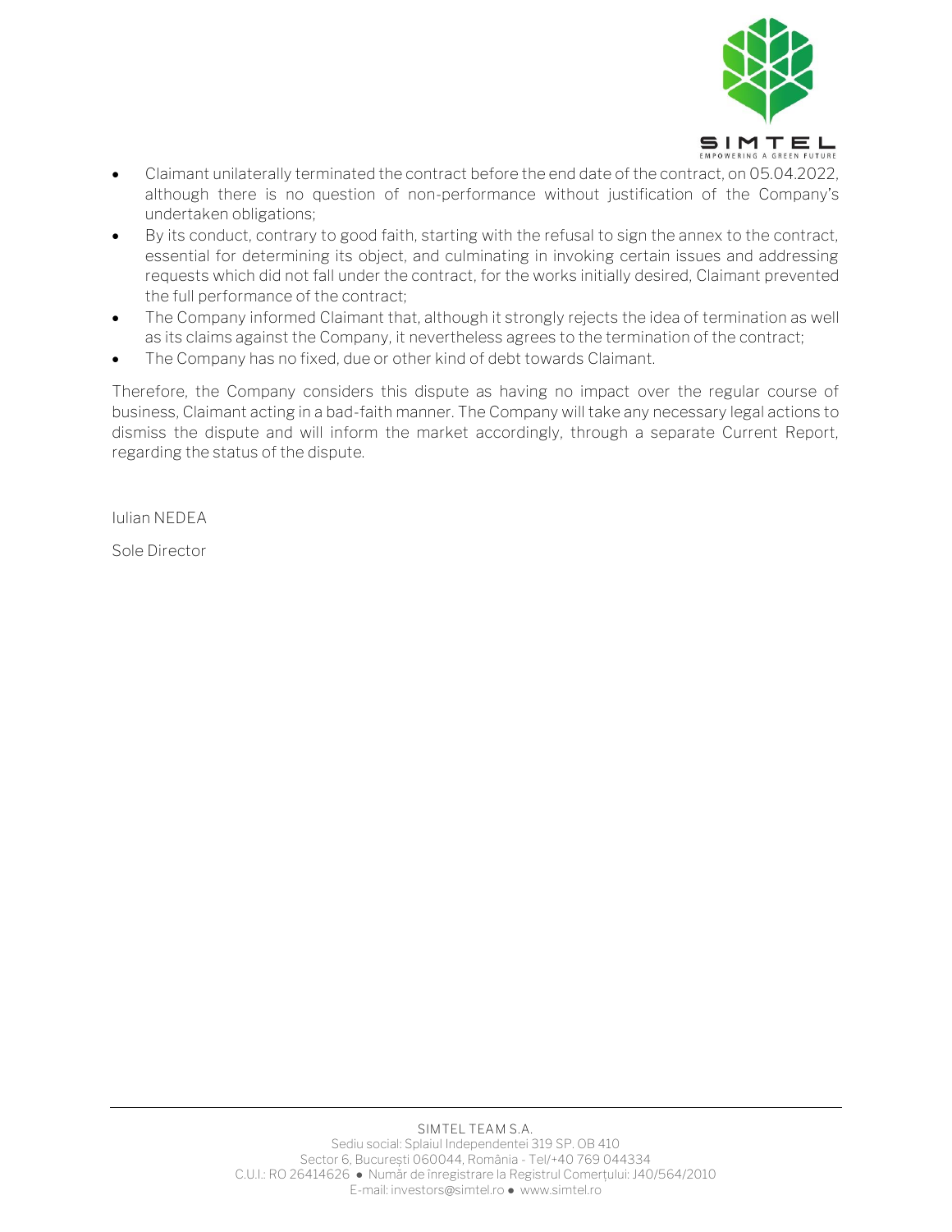- Claimant unilaterally terminated the contract before the end date of the contract, on 05.04.2022, although there is no question of non-performance without justification of the Company's undertaken obligations;
- By its conduct, contrary to good faith, starting with the refusal to sign the annex to the contract, essential for determining its object, and culminating in invoking certain issues and addressing requests which did not fall under the contract, for the works initially desired, Claimant prevented the full performance of the contract;
- The Company informed Claimant that, although it strongly rejects the idea of termination as well as its claims against the Company, it nevertheless agrees to the termination of the contract;
- The Company has no fixed, due or other kind of debt towards Claimant.

Therefore, the Company considers this dispute as having no impact over the regular course of business, Claimant acting in a bad-faith manner. The Company will take any necessary legal actions to dismiss the dispute and will inform the market accordingly, through a separate Current Report, regarding the status of the dispute.

Iulian NEDEA

Sole Director